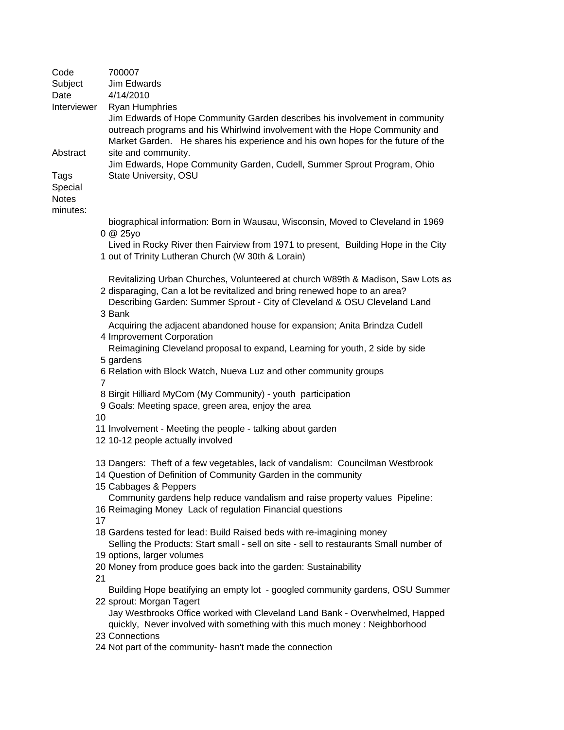| | |
|---|---|
| Code | 700007 |
| Subject | Jim Edwards |
| Date | 4/14/2010 |
| Interviewer | Ryan Humphries |
| Abstract | Jim Edwards of Hope Community Garden describes his involvement in community outreach programs and his Whirlwind involvement with the Hope Community and Market Garden. He shares his experience and his own hopes for the future of the site and community. |
| Tags | Jim Edwards, Hope Community Garden, Cudell, Summer Sprout Program, Ohio State University, OSU |
| Special Notes | |
| minutes: | |

| minutes | notes |
|---|---|
| 0 | biographical information: Born in Wausau, Wisconsin, Moved to Cleveland in 1969 @ 25yo |
| 1 | Lived in Rocky River then Fairview from 1971 to present, Building Hope in the City out of Trinity Lutheran Church (W 30th & Lorain) |
| 2 | Revitalizing Urban Churches, Volunteered at church W89th & Madison, Saw Lots as disparaging, Can a lot be revitalized and bring renewed hope to an area? |
| 3 | Describing Garden: Summer Sprout - City of Cleveland & OSU Cleveland Land Bank |
| 4 | Acquiring the adjacent abandoned house for expansion; Anita Brindza Cudell Improvement Corporation |
| 5 | Reimagining Cleveland proposal to expand, Learning for youth, 2 side by side gardens |
| 6 | Relation with Block Watch, Nueva Luz and other community groups |
| 7 | |
| 8 | Birgit Hilliard MyCom (My Community) - youth participation |
| 9 | Goals: Meeting space, green area, enjoy the area |
| 10 | |
| 11 | Involvement - Meeting the people - talking about garden |
| 12 | 10-12 people actually involved |
| 13 | Dangers: Theft of a few vegetables, lack of vandalism: Councilman Westbrook |
| 14 | Question of Definition of Community Garden in the community |
| 15 | Cabbages & Peppers |
| 16 | Community gardens help reduce vandalism and raise property values Pipeline: Reimaging Money Lack of regulation Financial questions |
| 17 | |
| 18 | Gardens tested for lead: Build Raised beds with re-imagining money |
| 19 | Selling the Products: Start small - sell on site - sell to restaurants Small number of options, larger volumes |
| 20 | Money from produce goes back into the garden: Sustainability |
| 21 | |
| 22 | Building Hope beatifying an empty lot - googled community gardens, OSU Summer sprout: Morgan Tagert |
| 23 | Jay Westbrooks Office worked with Cleveland Land Bank - Overwhelmed, Happed quickly, Never involved with something with this much money : Neighborhood Connections |
| 24 | Not part of the community- hasn't made the connection |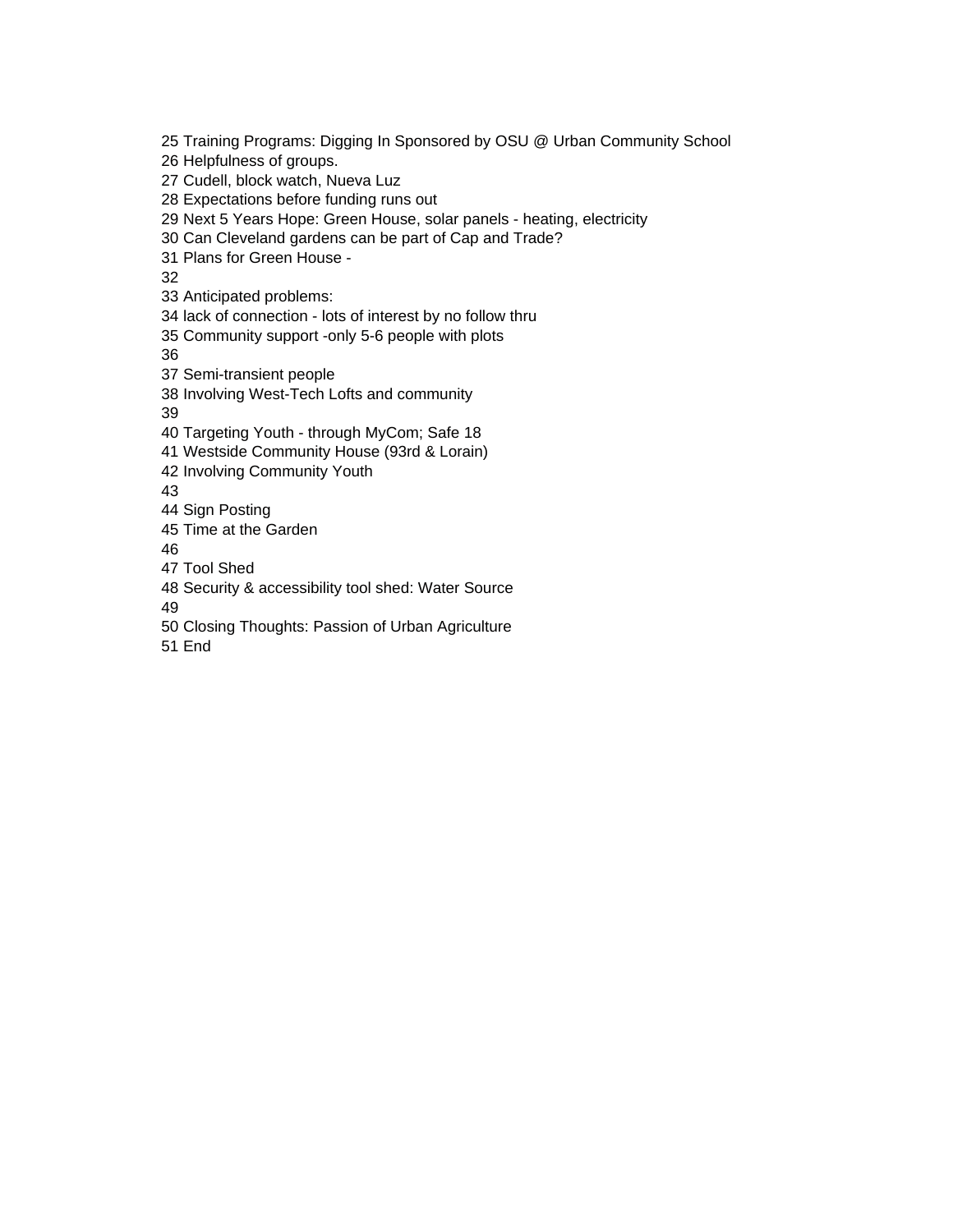25 Training Programs: Digging In Sponsored by OSU @ Urban Community School
26 Helpfulness of groups.
27 Cudell, block watch, Nueva Luz
28 Expectations before funding runs out
29 Next 5 Years Hope: Green House, solar panels - heating, electricity
30 Can Cleveland gardens can be part of Cap and Trade?
31 Plans for Green House -
32
33 Anticipated problems:
34 lack of connection - lots of interest by no follow thru
35 Community support -only 5-6 people with plots
36
37 Semi-transient people
38 Involving West-Tech Lofts and community
39
40 Targeting Youth - through MyCom; Safe 18
41 Westside Community House (93rd & Lorain)
42 Involving Community Youth
43
44 Sign Posting
45 Time at the Garden
46
47 Tool Shed
48 Security & accessibility tool shed: Water Source
49
50 Closing Thoughts: Passion of Urban Agriculture
51 End